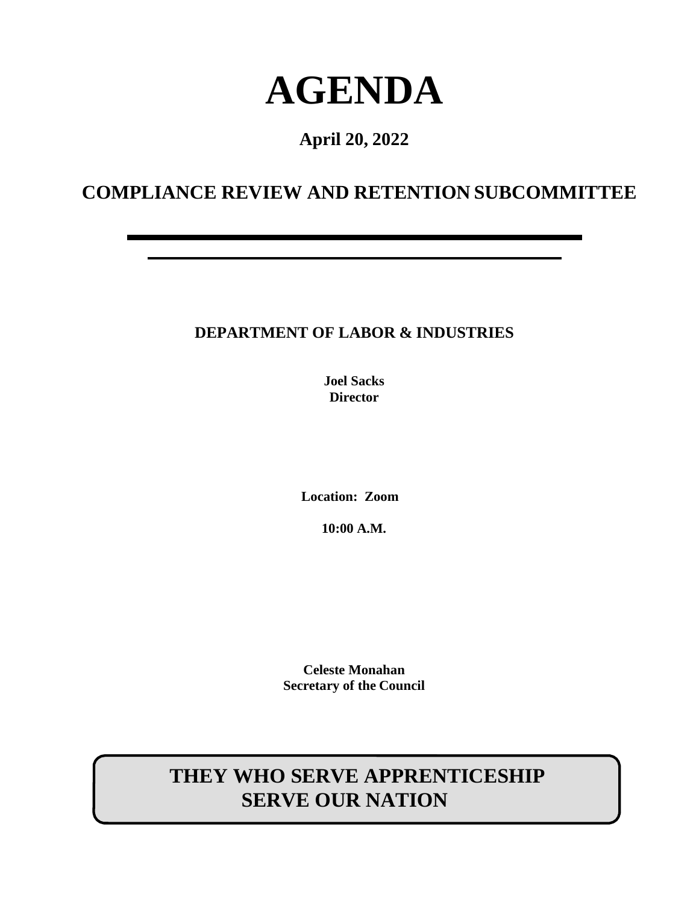# AGENDA

**April 20, 2022**

## COMPLIANCE REVIEW AND RETENTION SUBCOMMITTEE

---

---

**DEPARTMENT OF LABOR & INDUSTRIES**

**Joel Sacks**
**Director**

**Location: Zoom**

**10:00 A.M.**

**Celeste Monahan**
**Secretary of the Council**

**THEY WHO SERVE APPRENTICESHIP SERVE OUR NATION**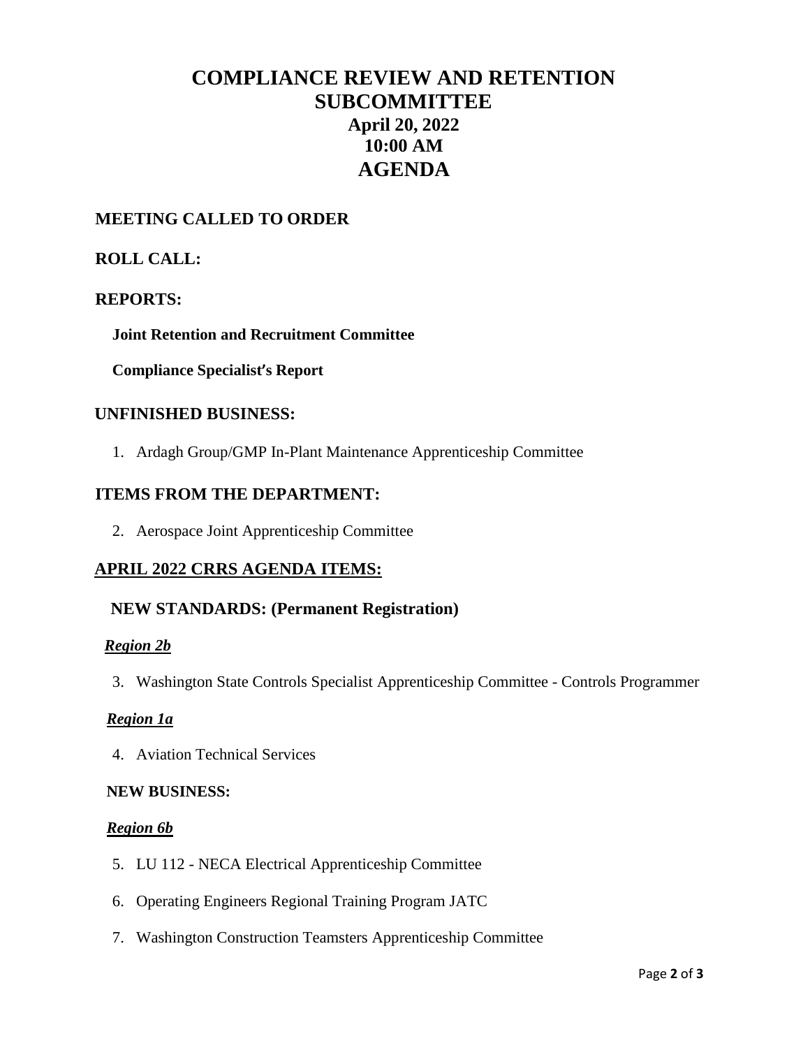# COMPLIANCE REVIEW AND RETENTION SUBCOMMITTEE

## April 20, 2022
## 10:00 AM
# AGENDA

## MEETING CALLED TO ORDER

## ROLL CALL:

## REPORTS:

**Joint Retention and Recruitment Committee**

**Compliance Specialist's Report**

## UNFINISHED BUSINESS:

1. Ardagh Group/GMP In-Plant Maintenance Apprenticeship Committee

## ITEMS FROM THE DEPARTMENT:

2. Aerospace Joint Apprenticeship Committee

## APRIL 2022 CRRS AGENDA ITEMS:

### NEW STANDARDS: (Permanent Registration)

***Region 2b***

3. Washington State Controls Specialist Apprenticeship Committee - Controls Programmer

***Region 1a***

4. Aviation Technical Services

**NEW BUSINESS:**

***Region 6b***

5. LU 112 - NECA Electrical Apprenticeship Committee
6. Operating Engineers Regional Training Program JATC
7. Washington Construction Teamsters Apprenticeship Committee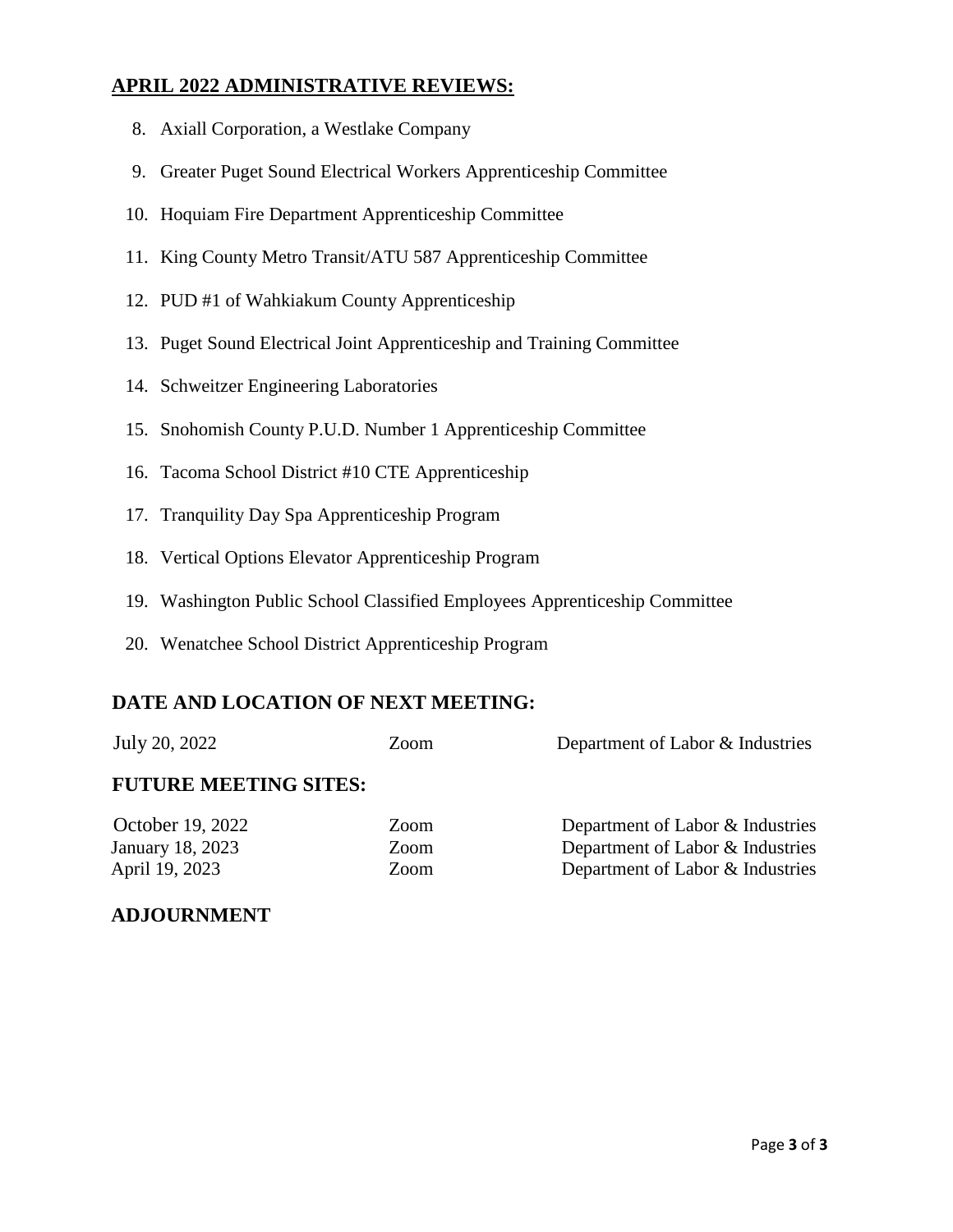## APRIL 2022 ADMINISTRATIVE REVIEWS:

8. Axiall Corporation, a Westlake Company
9. Greater Puget Sound Electrical Workers Apprenticeship Committee
10. Hoquiam Fire Department Apprenticeship Committee
11. King County Metro Transit/ATU 587 Apprenticeship Committee
12. PUD #1 of Wahkiakum County Apprenticeship
13. Puget Sound Electrical Joint Apprenticeship and Training Committee
14. Schweitzer Engineering Laboratories
15. Snohomish County P.U.D. Number 1 Apprenticeship Committee
16. Tacoma School District #10 CTE Apprenticeship
17. Tranquility Day Spa Apprenticeship Program
18. Vertical Options Elevator Apprenticeship Program
19. Washington Public School Classified Employees Apprenticeship Committee
20. Wenatchee School District Apprenticeship Program

## DATE AND LOCATION OF NEXT MEETING:

| | | |
|---|---|---|
| July 20, 2022 | Zoom | Department of Labor & Industries |

## FUTURE MEETING SITES:

| | | |
|---|---|---|
| October 19, 2022 | Zoom | Department of Labor & Industries |
| January 18, 2023 | Zoom | Department of Labor & Industries |
| April 19, 2023 | Zoom | Department of Labor & Industries |

## ADJOURNMENT